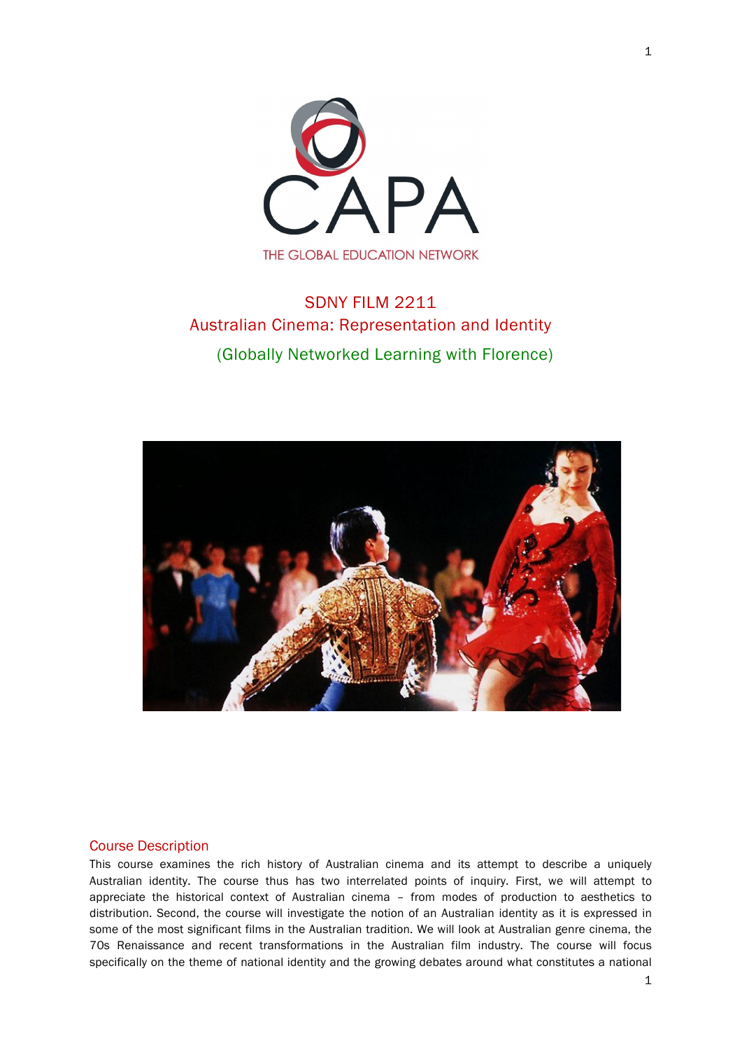CAPA

THE GLOBAL EDUCATION NETWORK

# SDNY FILM 2211
# Australian Cinema: Representation and Identity

## (Globally Networked Learning with Florence)

## Course Description

This course examines the rich history of Australian cinema and its attempt to describe a uniquely Australian identity. The course thus has two interrelated points of inquiry. First, we will attempt to appreciate the historical context of Australian cinema – from modes of production to aesthetics to distribution. Second, the course will investigate the notion of an Australian identity as it is expressed in some of the most significant films in the Australian tradition. We will look at Australian genre cinema, the 70s Renaissance and recent transformations in the Australian film industry. The course will focus specifically on the theme of national identity and the growing debates around what constitutes a national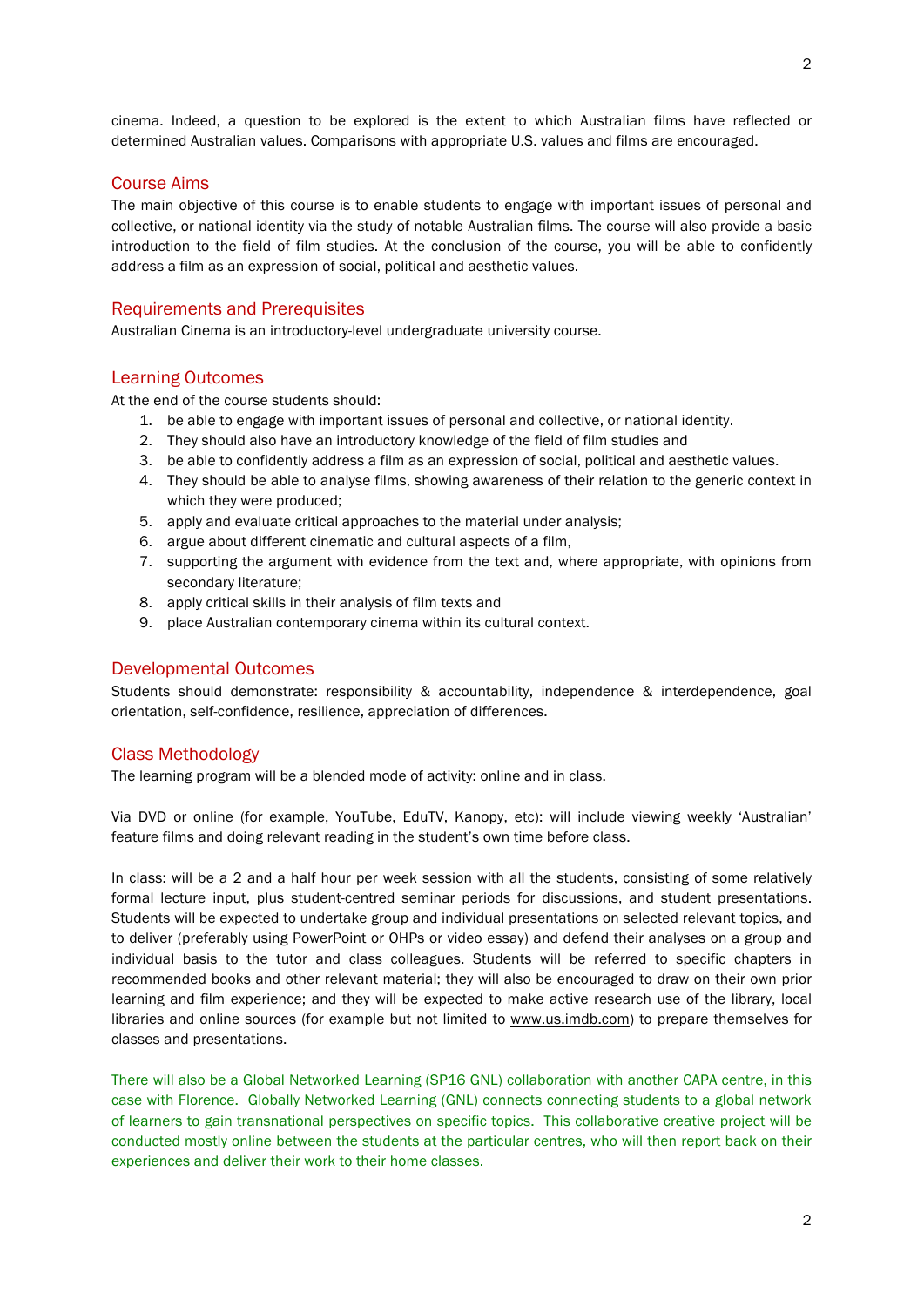cinema. Indeed, a question to be explored is the extent to which Australian films have reflected or determined Australian values. Comparisons with appropriate U.S. values and films are encouraged.

## Course Aims

The main objective of this course is to enable students to engage with important issues of personal and collective, or national identity via the study of notable Australian films. The course will also provide a basic introduction to the field of film studies. At the conclusion of the course, you will be able to confidently address a film as an expression of social, political and aesthetic values.

## Requirements and Prerequisites

Australian Cinema is an introductory-level undergraduate university course.

## Learning Outcomes

At the end of the course students should:

1. be able to engage with important issues of personal and collective, or national identity.
2. They should also have an introductory knowledge of the field of film studies and
3. be able to confidently address a film as an expression of social, political and aesthetic values.
4. They should be able to analyse films, showing awareness of their relation to the generic context in which they were produced;
5. apply and evaluate critical approaches to the material under analysis;
6. argue about different cinematic and cultural aspects of a film,
7. supporting the argument with evidence from the text and, where appropriate, with opinions from secondary literature;
8. apply critical skills in their analysis of film texts and
9. place Australian contemporary cinema within its cultural context.

## Developmental Outcomes

Students should demonstrate: responsibility & accountability, independence & interdependence, goal orientation, self-confidence, resilience, appreciation of differences.

## Class Methodology

The learning program will be a blended mode of activity: online and in class.

Via DVD or online (for example, YouTube, EduTV, Kanopy, etc): will include viewing weekly 'Australian' feature films and doing relevant reading in the student's own time before class.

In class: will be a 2 and a half hour per week session with all the students, consisting of some relatively formal lecture input, plus student-centred seminar periods for discussions, and student presentations. Students will be expected to undertake group and individual presentations on selected relevant topics, and to deliver (preferably using PowerPoint or OHPs or video essay) and defend their analyses on a group and individual basis to the tutor and class colleagues. Students will be referred to specific chapters in recommended books and other relevant material; they will also be encouraged to draw on their own prior learning and film experience; and they will be expected to make active research use of the library, local libraries and online sources (for example but not limited to www.us.imdb.com) to prepare themselves for classes and presentations.

There will also be a Global Networked Learning (SP16 GNL) collaboration with another CAPA centre, in this case with Florence. Globally Networked Learning (GNL) connects connecting students to a global network of learners to gain transnational perspectives on specific topics. This collaborative creative project will be conducted mostly online between the students at the particular centres, who will then report back on their experiences and deliver their work to their home classes.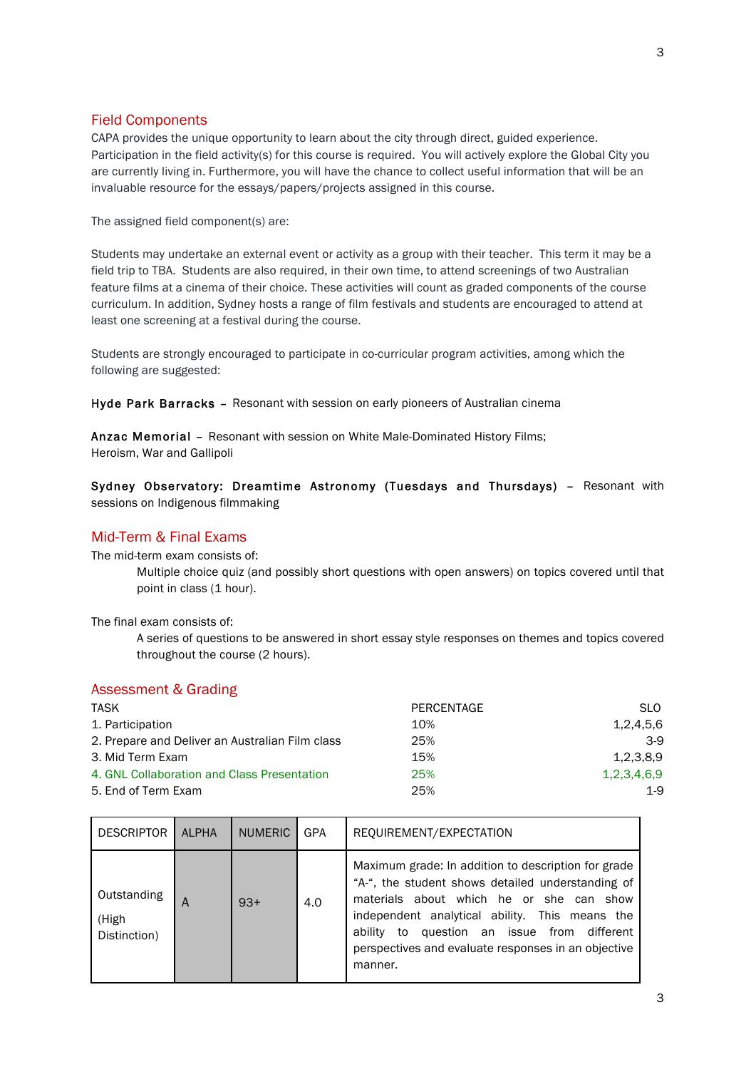## Field Components

CAPA provides the unique opportunity to learn about the city through direct, guided experience. Participation in the field activity(s) for this course is required. You will actively explore the Global City you are currently living in. Furthermore, you will have the chance to collect useful information that will be an invaluable resource for the essays/papers/projects assigned in this course.

The assigned field component(s) are:

Students may undertake an external event or activity as a group with their teacher. This term it may be a field trip to TBA. Students are also required, in their own time, to attend screenings of two Australian feature films at a cinema of their choice. These activities will count as graded components of the course curriculum. In addition, Sydney hosts a range of film festivals and students are encouraged to attend at least one screening at a festival during the course.

Students are strongly encouraged to participate in co-curricular program activities, among which the following are suggested:

**Hyde Park Barracks** – Resonant with session on early pioneers of Australian cinema

**Anzac Memorial** – Resonant with session on White Male-Dominated History Films; Heroism, War and Gallipoli

**Sydney Observatory: Dreamtime Astronomy (Tuesdays and Thursdays)** – Resonant with sessions on Indigenous filmmaking

## Mid-Term & Final Exams

The mid-term exam consists of:

> Multiple choice quiz (and possibly short questions with open answers) on topics covered until that point in class (1 hour).

The final exam consists of:

> A series of questions to be answered in short essay style responses on themes and topics covered throughout the course (2 hours).

## Assessment & Grading

| TASK | PERCENTAGE | SLO |
|---|---|---|
| 1. Participation | 10% | 1,2,4,5,6 |
| 2. Prepare and Deliver an Australian Film class | 25% | 3-9 |
| 3. Mid Term Exam | 15% | 1,2,3,8,9 |
| 4. GNL Collaboration and Class Presentation | 25% | 1,2,3,4,6,9 |
| 5. End of Term Exam | 25% | 1-9 |

| DESCRIPTOR | ALPHA | NUMERIC | GPA | REQUIREMENT/EXPECTATION |
|---|---|---|---|---|
| Outstanding (High Distinction) | A | 93+ | 4.0 | Maximum grade: In addition to description for grade "A-", the student shows detailed understanding of materials about which he or she can show independent analytical ability. This means the ability to question an issue from different perspectives and evaluate responses in an objective manner. |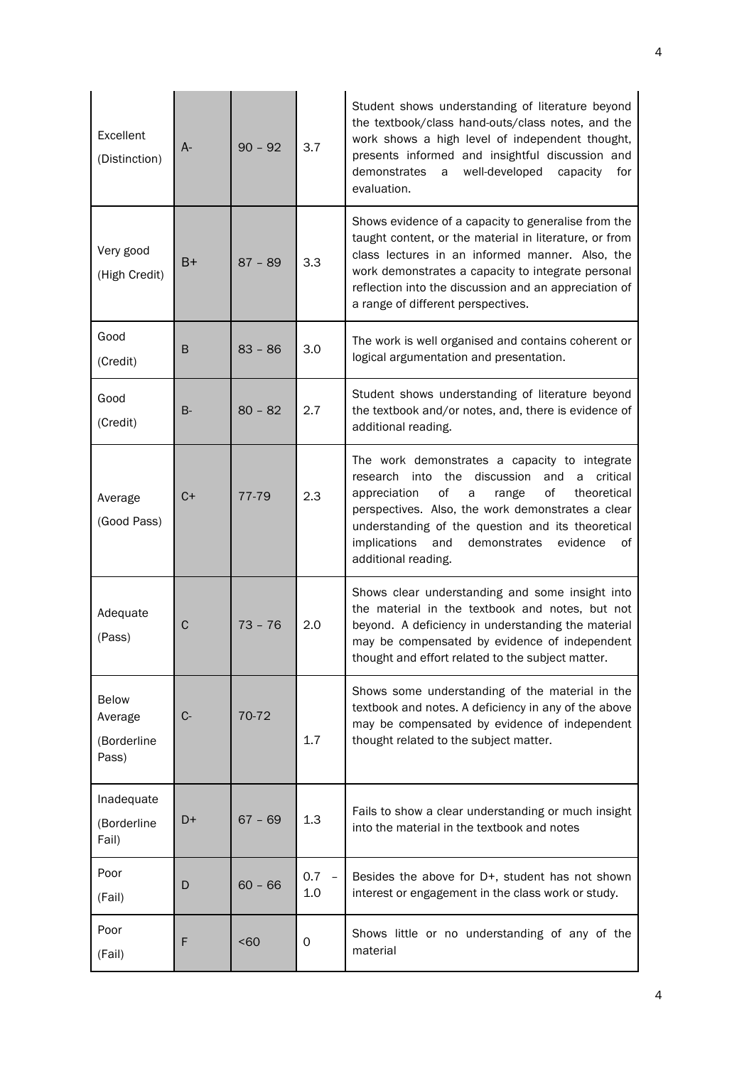| | | | | |
|---|---|---|---|---|
| Excellent (Distinction) | A- | 90 – 92 | 3.7 | Student shows understanding of literature beyond the textbook/class hand-outs/class notes, and the work shows a high level of independent thought, presents informed and insightful discussion and demonstrates a well-developed capacity for evaluation. |
| Very good (High Credit) | B+ | 87 – 89 | 3.3 | Shows evidence of a capacity to generalise from the taught content, or the material in literature, or from class lectures in an informed manner. Also, the work demonstrates a capacity to integrate personal reflection into the discussion and an appreciation of a range of different perspectives. |
| Good (Credit) | B | 83 – 86 | 3.0 | The work is well organised and contains coherent or logical argumentation and presentation. |
| Good (Credit) | B- | 80 – 82 | 2.7 | Student shows understanding of literature beyond the textbook and/or notes, and, there is evidence of additional reading. |
| Average (Good Pass) | C+ | 77-79 | 2.3 | The work demonstrates a capacity to integrate research into the discussion and a critical appreciation of a range of theoretical perspectives. Also, the work demonstrates a clear understanding of the question and its theoretical implications and demonstrates evidence of additional reading. |
| Adequate (Pass) | C | 73 – 76 | 2.0 | Shows clear understanding and some insight into the material in the textbook and notes, but not beyond. A deficiency in understanding the material may be compensated by evidence of independent thought and effort related to the subject matter. |
| Below Average (Borderline Pass) | C- | 70-72 | 1.7 | Shows some understanding of the material in the textbook and notes. A deficiency in any of the above may be compensated by evidence of independent thought related to the subject matter. |
| Inadequate (Borderline Fail) | D+ | 67 – 69 | 1.3 | Fails to show a clear understanding or much insight into the material in the textbook and notes |
| Poor (Fail) | D | 60 – 66 | 0.7 – 1.0 | Besides the above for D+, student has not shown interest or engagement in the class work or study. |
| Poor (Fail) | F | <60 | 0 | Shows little or no understanding of any of the material |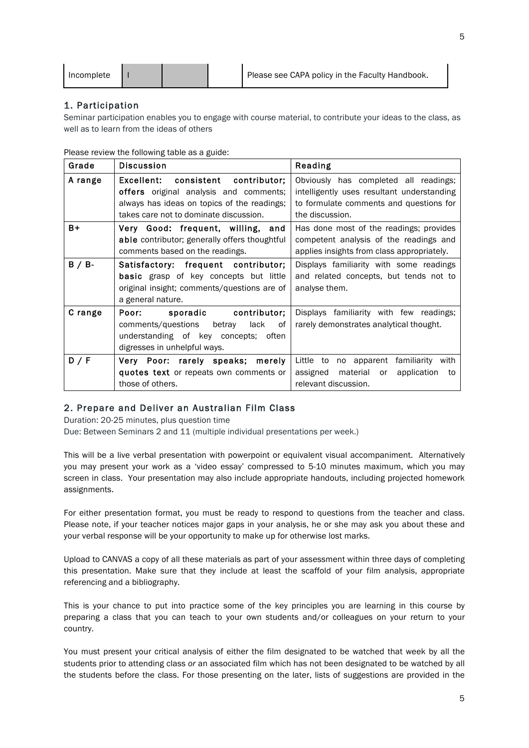| Incomplete | I | | | Please see CAPA policy in the Faculty Handbook. |
|---|---|---|---|---|

## 1. Participation

Seminar participation enables you to engage with course material, to contribute your ideas to the class, as well as to learn from the ideas of others

Please review the following table as a guide:

| Grade | Discussion | Reading |
|---|---|---|
| A range | **Excellent: consistent contributor; offers** original analysis and comments; always has ideas on topics of the readings; takes care not to dominate discussion. | Obviously has completed all readings; intelligently uses resultant understanding to formulate comments and questions for the discussion. |
| B+ | **Very Good: frequent, willing, and able** contributor; generally offers thoughtful comments based on the readings. | Has done most of the readings; provides competent analysis of the readings and applies insights from class appropriately. |
| B / B- | **Satisfactory: frequent contributor; basic** grasp of key concepts but little original insight; comments/questions are of a general nature. | Displays familiarity with some readings and related concepts, but tends not to analyse them. |
| C range | **Poor: sporadic contributor;** comments/questions betray lack of understanding of key concepts; often digresses in unhelpful ways. | Displays familiarity with few readings; rarely demonstrates analytical thought. |
| D / F | **Very Poor: rarely speaks; merely quotes text** or repeats own comments or those of others. | Little to no apparent familiarity with assigned material or application to relevant discussion. |

## 2. Prepare and Deliver an Australian Film Class

Duration: 20-25 minutes, plus question time
Due: Between Seminars 2 and 11 (multiple individual presentations per week.)

This will be a live verbal presentation with powerpoint or equivalent visual accompaniment. Alternatively you may present your work as a 'video essay' compressed to 5-10 minutes maximum, which you may screen in class. Your presentation may also include appropriate handouts, including projected homework assignments.

For either presentation format, you must be ready to respond to questions from the teacher and class. Please note, if your teacher notices major gaps in your analysis, he or she may ask you about these and your verbal response will be your opportunity to make up for otherwise lost marks.

Upload to CANVAS a copy of all these materials as part of your assessment within three days of completing this presentation. Make sure that they include at least the scaffold of your film analysis, appropriate referencing and a bibliography.

This is your chance to put into practice some of the key principles you are learning in this course by preparing a class that you can teach to your own students and/or colleagues on your return to your country.

You must present your critical analysis of either the film designated to be watched that week by all the students prior to attending class *or* an associated film which has not been designated to be watched by all the students before the class. For those presenting on the later, lists of suggestions are provided in the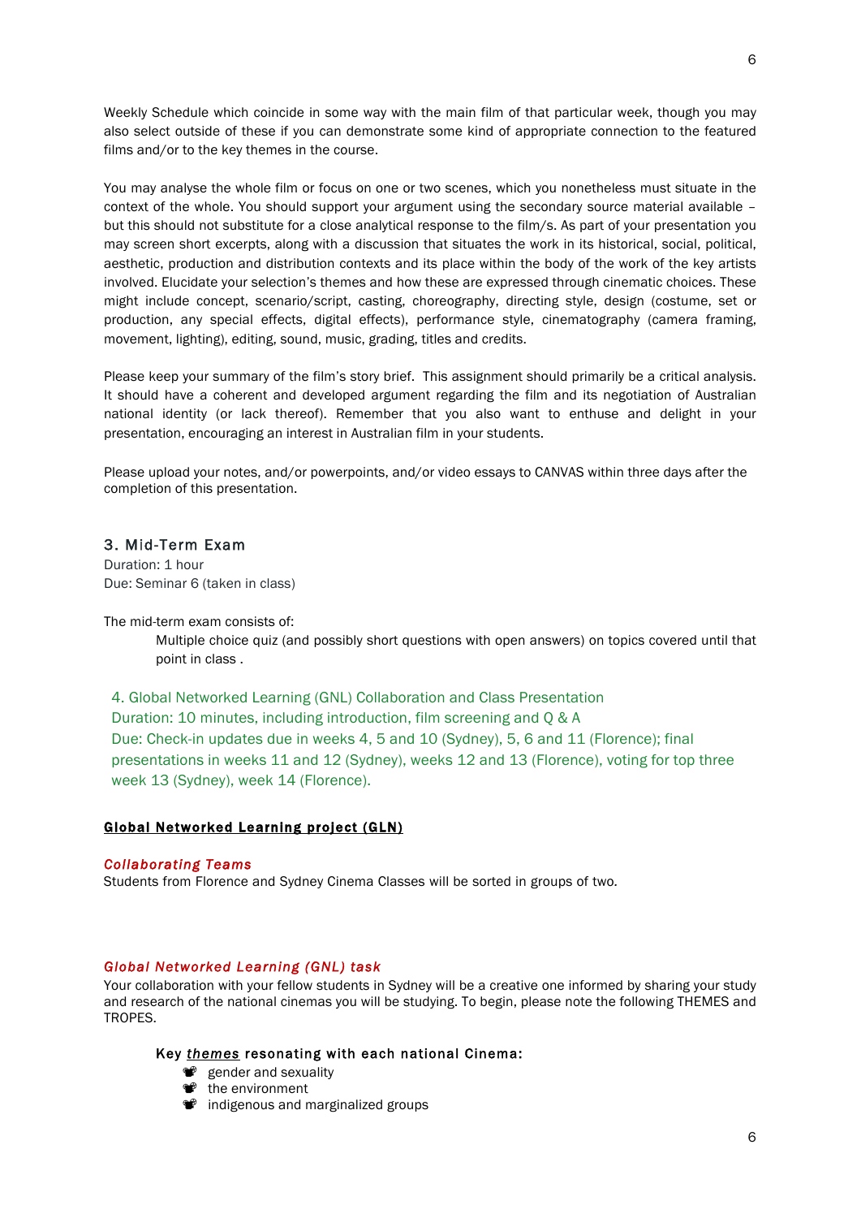Weekly Schedule which coincide in some way with the main film of that particular week, though you may also select outside of these if you can demonstrate some kind of appropriate connection to the featured films and/or to the key themes in the course.

You may analyse the whole film or focus on one or two scenes, which you nonetheless must situate in the context of the whole. You should support your argument using the secondary source material available – but this should not substitute for a close analytical response to the film/s. As part of your presentation you may screen short excerpts, along with a discussion that situates the work in its historical, social, political, aesthetic, production and distribution contexts and its place within the body of the work of the key artists involved. Elucidate your selection's themes and how these are expressed through cinematic choices. These might include concept, scenario/script, casting, choreography, directing style, design (costume, set or production, any special effects, digital effects), performance style, cinematography (camera framing, movement, lighting), editing, sound, music, grading, titles and credits.

Please keep your summary of the film's story brief. This assignment should primarily be a critical analysis. It should have a coherent and developed argument regarding the film and its negotiation of Australian national identity (or lack thereof). Remember that you also want to enthuse and delight in your presentation, encouraging an interest in Australian film in your students.

Please upload your notes, and/or powerpoints, and/or video essays to CANVAS within three days after the completion of this presentation.

### 3. Mid-Term Exam

Duration: 1 hour
Due: Seminar 6 (taken in class)

The mid-term exam consists of:

> Multiple choice quiz (and possibly short questions with open answers) on topics covered until that point in class .

### 4. Global Networked Learning (GNL) Collaboration and Class Presentation

Duration: 10 minutes, including introduction, film screening and Q & A
Due: Check-in updates due in weeks 4, 5 and 10 (Sydney), 5, 6 and 11 (Florence); final presentations in weeks 11 and 12 (Sydney), weeks 12 and 13 (Florence), voting for top three week 13 (Sydney), week 14 (Florence).

**Global Networked Learning project (GLN)**

***Collaborating Teams***

Students from Florence and Sydney Cinema Classes will be sorted in groups of two.

***Global Networked Learning (GNL) task***

Your collaboration with your fellow students in Sydney will be a creative one informed by sharing your study and research of the national cinemas you will be studying. To begin, please note the following THEMES and TROPES.

**Key *themes* resonating with each national Cinema:**

- gender and sexuality
- the environment
- indigenous and marginalized groups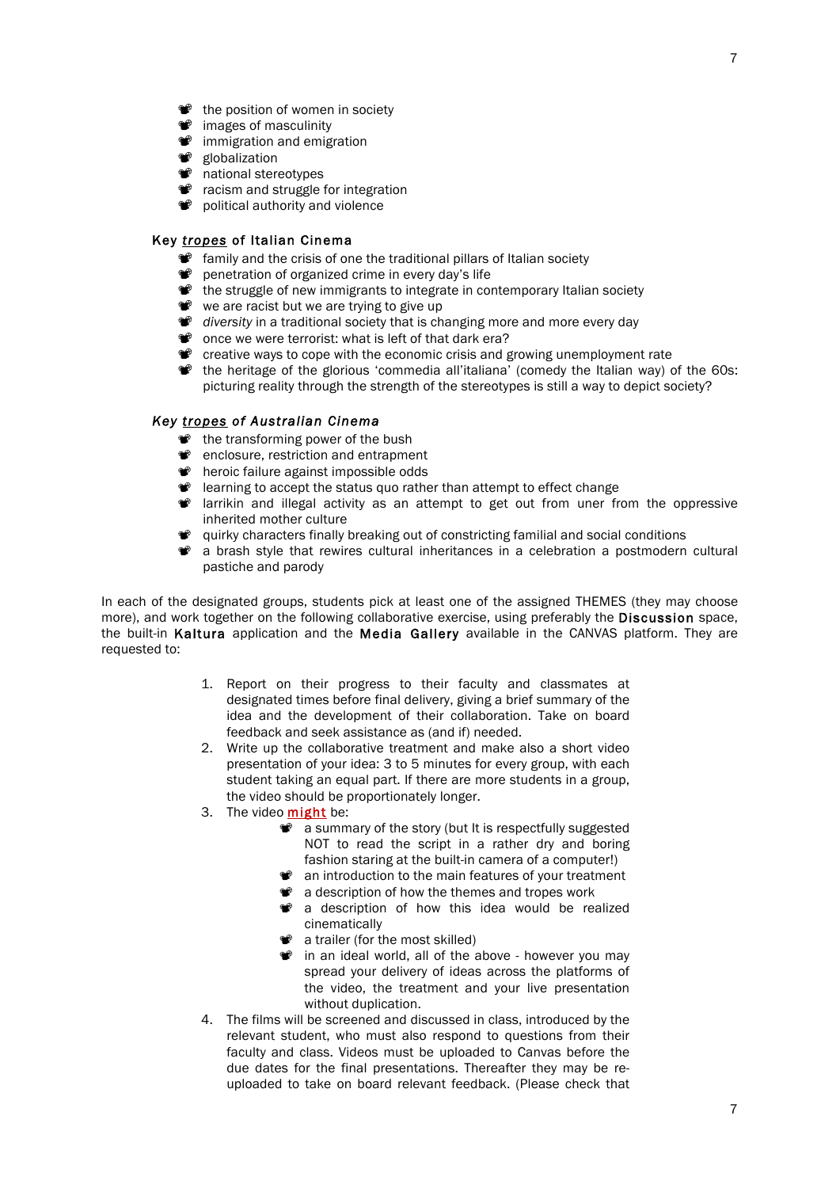- the position of women in society
- images of masculinity
- immigration and emigration
- globalization
- national stereotypes
- racism and struggle for integration
- political authority and violence

### Key *tropes* of Italian Cinema

- family and the crisis of one the traditional pillars of Italian society
- penetration of organized crime in every day's life
- the struggle of new immigrants to integrate in contemporary Italian society
- we are racist but we are trying to give up
- *diversity* in a traditional society that is changing more and more every day
- once we were terrorist: what is left of that dark era?
- creative ways to cope with the economic crisis and growing unemployment rate
- the heritage of the glorious 'commedia all'italiana' (comedy the Italian way) of the 60s: picturing reality through the strength of the stereotypes is still a way to depict society?

### *Key tropes of Australian Cinema*

- the transforming power of the bush
- enclosure, restriction and entrapment
- heroic failure against impossible odds
- learning to accept the status quo rather than attempt to effect change
- larrikin and illegal activity as an attempt to get out from uner from the oppressive inherited mother culture
- quirky characters finally breaking out of constricting familial and social conditions
- a brash style that rewires cultural inheritances in a celebration a postmodern cultural pastiche and parody

In each of the designated groups, students pick at least one of the assigned THEMES (they may choose more), and work together on the following collaborative exercise, using preferably the **Discussion** space, the built-in **Kaltura** application and the **Media Gallery** available in the CANVAS platform. They are requested to:

1. Report on their progress to their faculty and classmates at designated times before final delivery, giving a brief summary of the idea and the development of their collaboration. Take on board feedback and seek assistance as (and if) needed.
2. Write up the collaborative treatment and make also a short video presentation of your idea: 3 to 5 minutes for every group, with each student taking an equal part. If there are more students in a group, the video should be proportionately longer.
3. The video **might** be:
   - a summary of the story (but It is respectfully suggested NOT to read the script in a rather dry and boring fashion staring at the built-in camera of a computer!)
   - an introduction to the main features of your treatment
   - a description of how the themes and tropes work
   - a description of how this idea would be realized cinematically
   - a trailer (for the most skilled)
   - in an ideal world, all of the above - however you may spread your delivery of ideas across the platforms of the video, the treatment and your live presentation without duplication.
4. The films will be screened and discussed in class, introduced by the relevant student, who must also respond to questions from their faculty and class. Videos must be uploaded to Canvas before the due dates for the final presentations. Thereafter they may be re-uploaded to take on board relevant feedback. (Please check that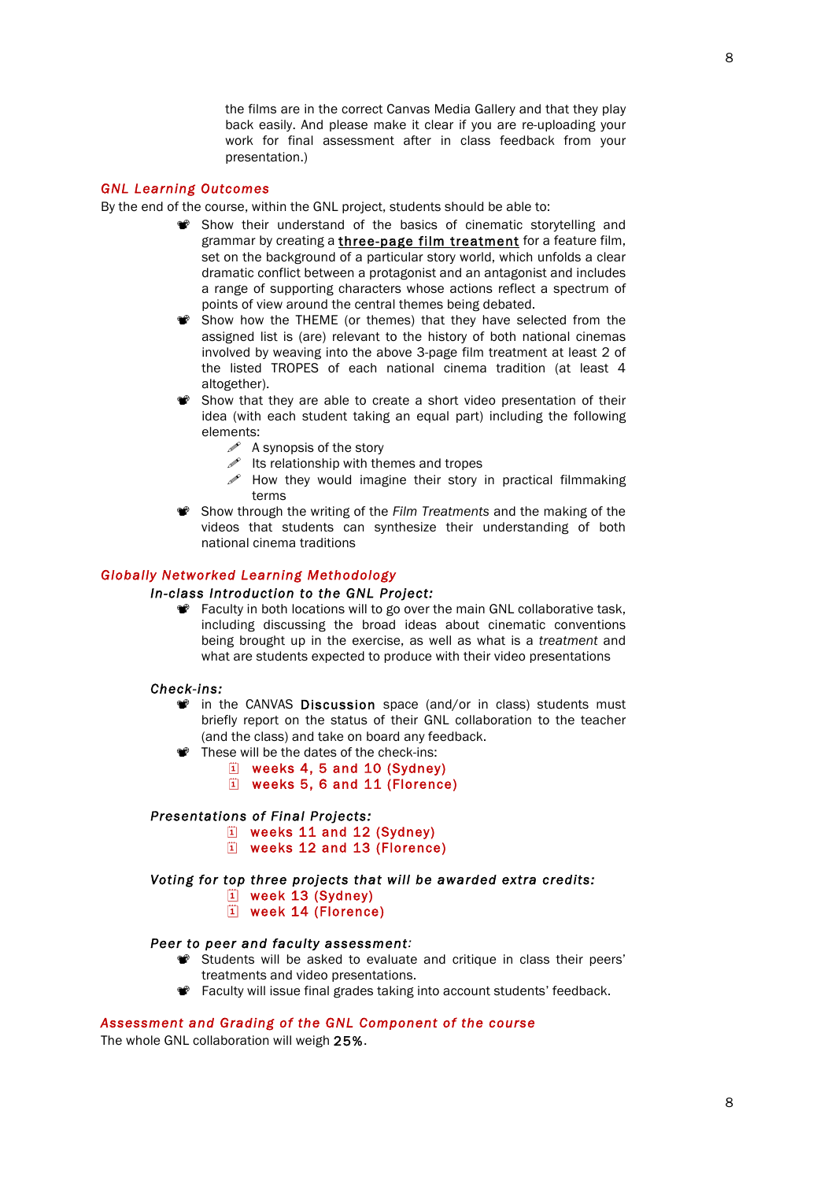the films are in the correct Canvas Media Gallery and that they play back easily. And please make it clear if you are re-uploading your work for final assessment after in class feedback from your presentation.)

### *GNL Learning Outcomes*

By the end of the course, within the GNL project, students should be able to:

- Show their understand of the basics of cinematic storytelling and grammar by creating a **three-page film treatment** for a feature film, set on the background of a particular story world, which unfolds a clear dramatic conflict between a protagonist and an antagonist and includes a range of supporting characters whose actions reflect a spectrum of points of view around the central themes being debated.
- Show how the THEME (or themes) that they have selected from the assigned list is (are) relevant to the history of both national cinemas involved by weaving into the above 3-page film treatment at least 2 of the listed TROPES of each national cinema tradition (at least 4 altogether).
- Show that they are able to create a short video presentation of their idea (with each student taking an equal part) including the following elements:
  - A synopsis of the story
  - Its relationship with themes and tropes
  - How they would imagine their story in practical filmmaking terms
- Show through the writing of the *Film Treatments* and the making of the videos that students can synthesize their understanding of both national cinema traditions

### *Globally Networked Learning Methodology*

#### *In-class Introduction to the GNL Project:*

- Faculty in both locations will to go over the main GNL collaborative task, including discussing the broad ideas about cinematic conventions being brought up in the exercise, as well as what is a *treatment* and what are students expected to produce with their video presentations

#### *Check-ins:*

- in the CANVAS **Discussion** space (and/or in class) students must briefly report on the status of their GNL collaboration to the teacher (and the class) and take on board any feedback.
- These will be the dates of the check-ins:
  - weeks 4, 5 and 10 (Sydney)
  - weeks 5, 6 and 11 (Florence)

#### *Presentations of Final Projects:*

- weeks 11 and 12 (Sydney)
- weeks 12 and 13 (Florence)

#### *Voting for top three projects that will be awarded extra credits:*

- week 13 (Sydney)
- week 14 (Florence)

#### *Peer to peer and faculty assessment:*

- Students will be asked to evaluate and critique in class their peers' treatments and video presentations.
- Faculty will issue final grades taking into account students' feedback.

### *Assessment and Grading of the GNL Component of the course*

The whole GNL collaboration will weigh **25%**.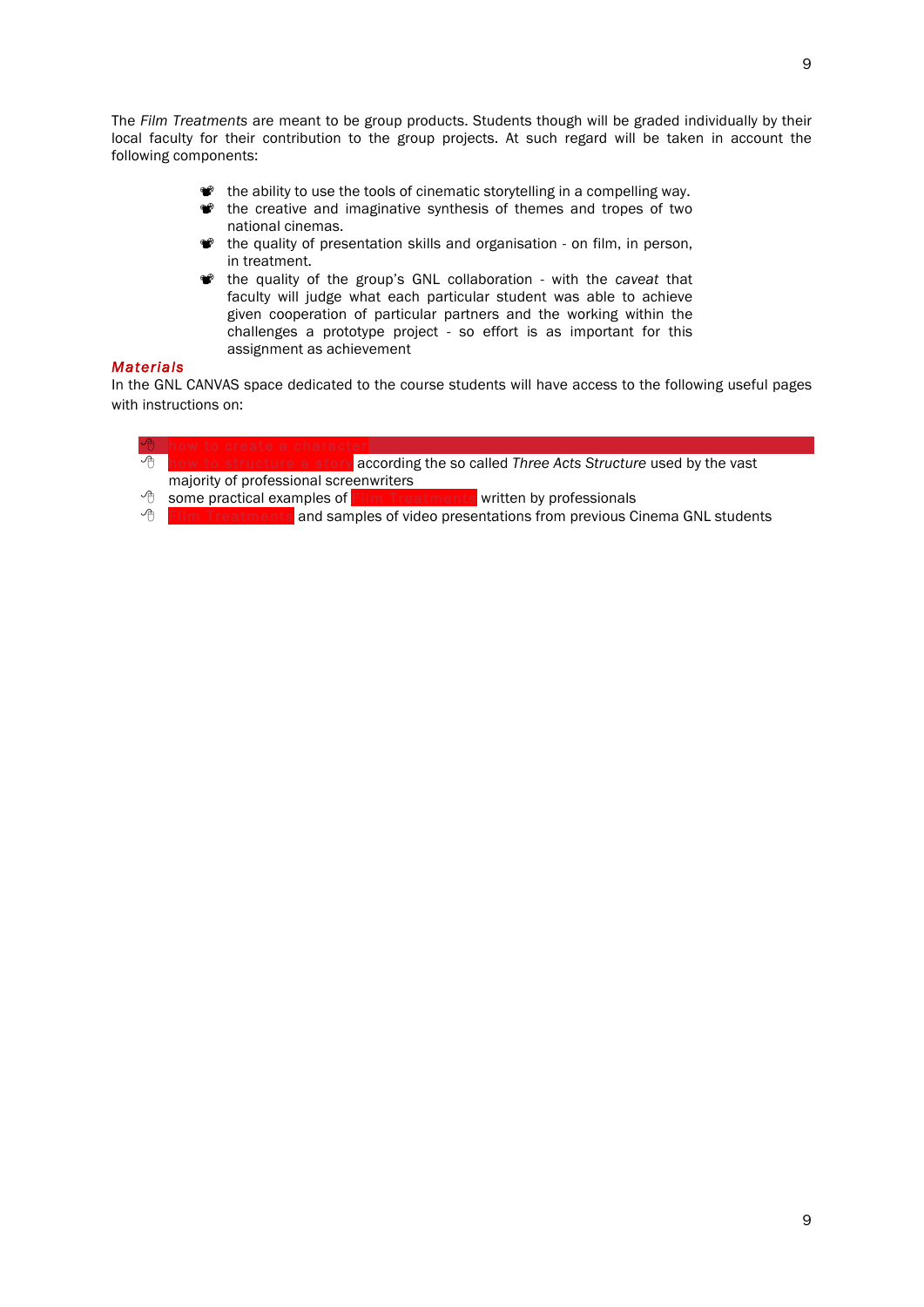The *Film Treatments* are meant to be group products. Students though will be graded individually by their local faculty for their contribution to the group projects. At such regard will be taken in account the following components:

- the ability to use the tools of cinematic storytelling in a compelling way.
- the creative and imaginative synthesis of themes and tropes of two national cinemas.
- the quality of presentation skills and organisation - on film, in person, in treatment.
- the quality of the group's GNL collaboration - with the *caveat* that faculty will judge what each particular student was able to achieve given cooperation of particular partners and the working within the challenges a prototype project - so effort is as important for this assignment as achievement

***Materials***

In the GNL CANVAS space dedicated to the course students will have access to the following useful pages with instructions on:

- how to create a character
- how to structure a story according the so called *Three Acts Structure* used by the vast majority of professional screenwriters
- some practical examples of Film Treatments written by professionals
- Film Treatments and samples of video presentations from previous Cinema GNL students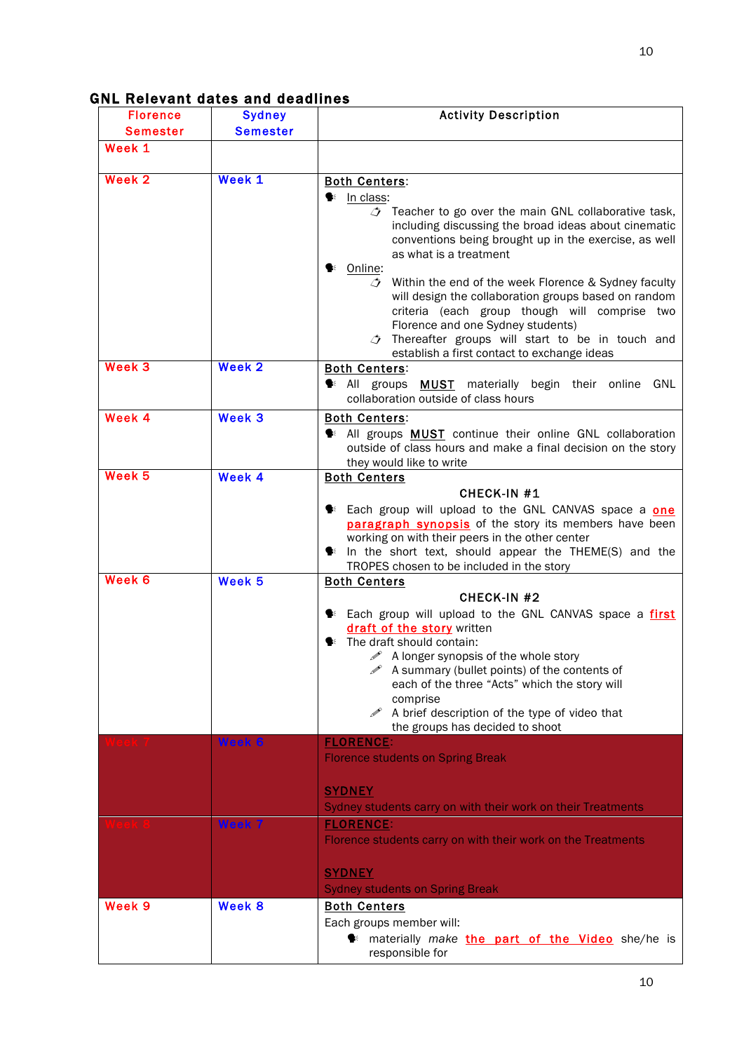## GNL Relevant dates and deadlines

| Florence Semester | Sydney Semester | Activity Description |
|---|---|---|
| Week 1 | | |
| Week 2 | Week 1 | Both Centers:<br>• In class:<br>  ◦ Teacher to go over the main GNL collaborative task, including discussing the broad ideas about cinematic conventions being brought up in the exercise, as well as what is a treatment<br>• Online:<br>  ◦ Within the end of the week Florence & Sydney faculty will design the collaboration groups based on random criteria (each group though will comprise two Florence and one Sydney students)<br>  ◦ Thereafter groups will start to be in touch and establish a first contact to exchange ideas |
| Week 3 | Week 2 | Both Centers:<br>• All groups MUST materially begin their online GNL collaboration outside of class hours |
| Week 4 | Week 3 | Both Centers:<br>• All groups MUST continue their online GNL collaboration outside of class hours and make a final decision on the story they would like to write |
| Week 5 | Week 4 | Both Centers<br>CHECK-IN #1<br>• Each group will upload to the GNL CANVAS space a one paragraph synopsis of the story its members have been working on with their peers in the other center<br>• In the short text, should appear the THEME(S) and the TROPES chosen to be included in the story |
| Week 6 | Week 5 | Both Centers<br>CHECK-IN #2<br>• Each group will upload to the GNL CANVAS space a first draft of the story written<br>• The draft should contain:<br>  ◦ A longer synopsis of the whole story<br>  ◦ A summary (bullet points) of the contents of each of the three "Acts" which the story will comprise<br>  ◦ A brief description of the type of video that the groups has decided to shoot |
| Week 7 | Week 6 | FLORENCE:<br>Florence students on Spring Break<br><br>SYDNEY<br>Sydney students carry on with their work on their Treatments |
| Week 8 | Week 7 | FLORENCE:<br>Florence students carry on with their work on the Treatments<br><br>SYDNEY<br>Sydney students on Spring Break |
| Week 9 | Week 8 | Both Centers<br>Each groups member will:<br>• materially *make* the part of the Video she/he is responsible for |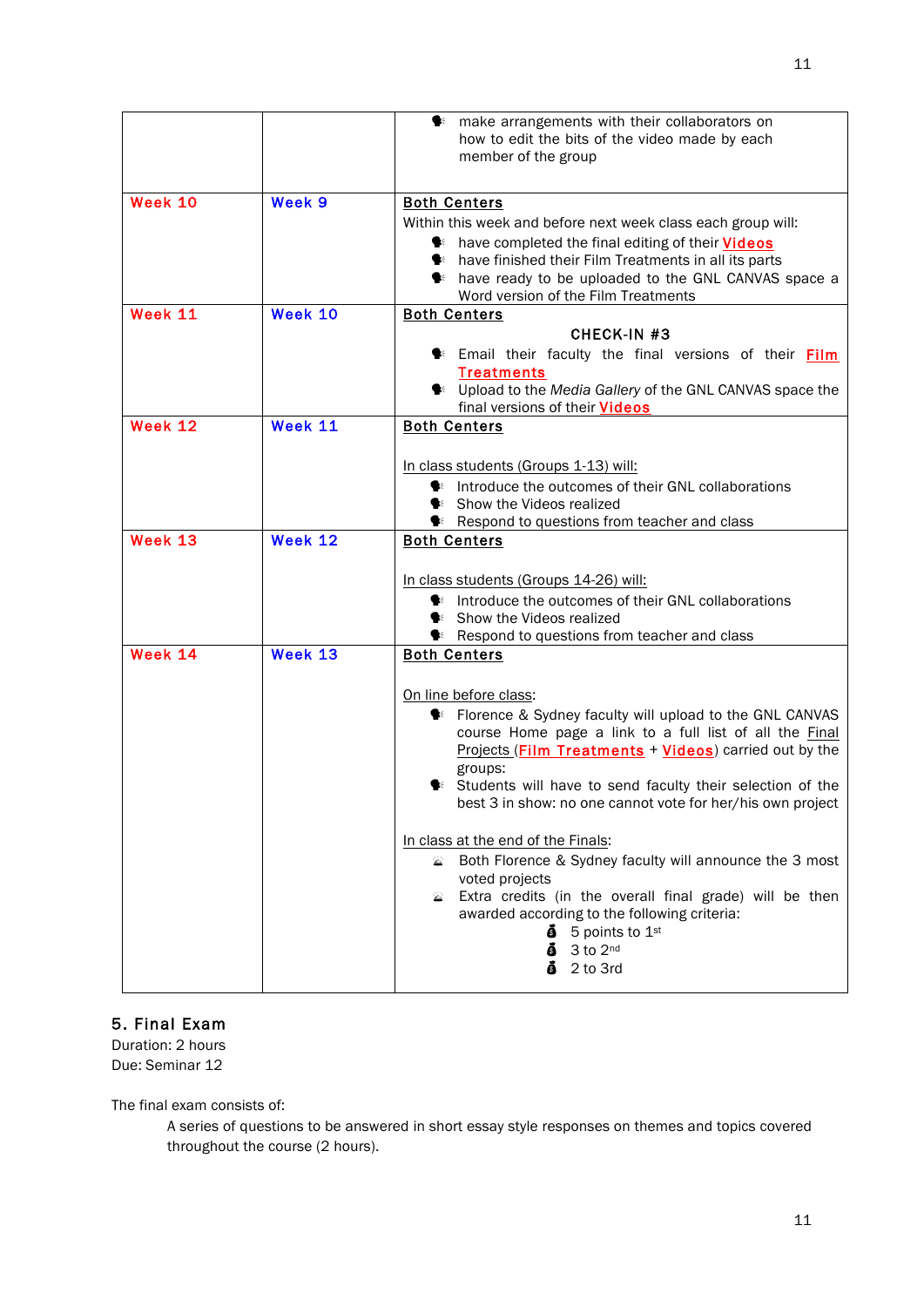| | | |
|---|---|---|
| | | • make arrangements with their collaborators on how to edit the bits of the video made by each member of the group |
| **Week 10** | **Week 9** | **Both Centers**<br>Within this week and before next week class each group will:<br>• have completed the final editing of their **Videos**<br>• have finished their Film Treatments in all its parts<br>• have ready to be uploaded to the GNL CANVAS space a Word version of the Film Treatments |
| **Week 11** | **Week 10** | **Both Centers**<br>**CHECK-IN #3**<br>• Email their faculty the final versions of their **Film Treatments**<br>• Upload to the *Media Gallery* of the GNL CANVAS space the final versions of their **Videos** |
| **Week 12** | **Week 11** | **Both Centers**<br><br>In class students (Groups 1-13) will:<br>• Introduce the outcomes of their GNL collaborations<br>• Show the Videos realized<br>• Respond to questions from teacher and class |
| **Week 13** | **Week 12** | **Both Centers**<br><br>In class students (Groups 14-26) will:<br>• Introduce the outcomes of their GNL collaborations<br>• Show the Videos realized<br>• Respond to questions from teacher and class |
| **Week 14** | **Week 13** | **Both Centers**<br><br>On line before class:<br>• Florence & Sydney faculty will upload to the GNL CANVAS course Home page a link to a full list of all the Final Projects (**Film Treatments** + **Videos**) carried out by the groups:<br>• Students will have to send faculty their selection of the best 3 in show: no one cannot vote for her/his own project<br><br>In class at the end of the Finals:<br>• Both Florence & Sydney faculty will announce the 3 most voted projects<br>• Extra credits (in the overall final grade) will be then awarded according to the following criteria:<br>  ◦ 5 points to 1st<br>  ◦ 3 to 2nd<br>  ◦ 2 to 3rd |

## 5. Final Exam

Duration: 2 hours
Due: Seminar 12

The final exam consists of:

A series of questions to be answered in short essay style responses on themes and topics covered throughout the course (2 hours).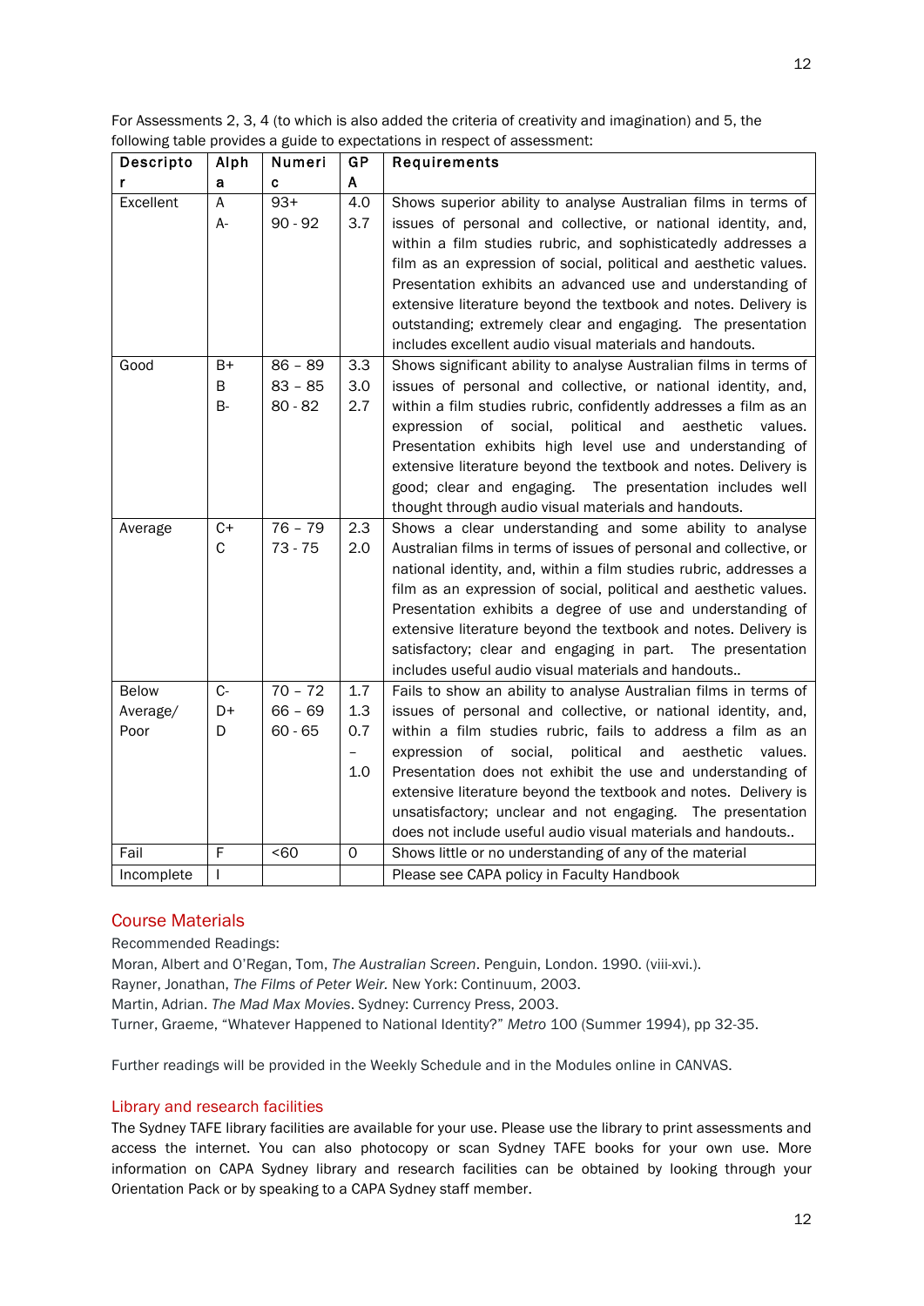For Assessments 2, 3, 4 (to which is also added the criteria of creativity and imagination) and 5, the following table provides a guide to expectations in respect of assessment:

| Descriptor | Alpha | Numeric | GPA | Requirements |
|---|---|---|---|---|
| Excellent | A<br>A- | 93+<br>90 - 92 | 4.0<br>3.7 | Shows superior ability to analyse Australian films in terms of issues of personal and collective, or national identity, and, within a film studies rubric, and sophisticatedly addresses a film as an expression of social, political and aesthetic values. Presentation exhibits an advanced use and understanding of extensive literature beyond the textbook and notes. Delivery is outstanding; extremely clear and engaging. The presentation includes excellent audio visual materials and handouts. |
| Good | B+<br>B<br>B- | 86 – 89<br>83 – 85<br>80 - 82 | 3.3<br>3.0<br>2.7 | Shows significant ability to analyse Australian films in terms of issues of personal and collective, or national identity, and, within a film studies rubric, confidently addresses a film as an expression of social, political and aesthetic values. Presentation exhibits high level use and understanding of extensive literature beyond the textbook and notes. Delivery is good; clear and engaging. The presentation includes well thought through audio visual materials and handouts. |
| Average | C+<br>C | 76 – 79<br>73 - 75 | 2.3<br>2.0 | Shows a clear understanding and some ability to analyse Australian films in terms of issues of personal and collective, or national identity, and, within a film studies rubric, addresses a film as an expression of social, political and aesthetic values. Presentation exhibits a degree of use and understanding of extensive literature beyond the textbook and notes. Delivery is satisfactory; clear and engaging in part. The presentation includes useful audio visual materials and handouts.. |
| Below Average/ Poor | C-<br>D+<br>D | 70 – 72<br>66 – 69<br>60 - 65 | 1.7<br>1.3<br>0.7 – 1.0 | Fails to show an ability to analyse Australian films in terms of issues of personal and collective, or national identity, and, within a film studies rubric, fails to address a film as an expression of social, political and aesthetic values. Presentation does not exhibit the use and understanding of extensive literature beyond the textbook and notes. Delivery is unsatisfactory; unclear and not engaging. The presentation does not include useful audio visual materials and handouts.. |
| Fail | F | <60 | 0 | Shows little or no understanding of any of the material |
| Incomplete | I | | | Please see CAPA policy in Faculty Handbook |

## Course Materials

Recommended Readings:

Moran, Albert and O'Regan, Tom, *The Australian Screen*. Penguin, London. 1990. (viii-xvi.).

Rayner, Jonathan, *The Films of Peter Weir.* New York: Continuum, 2003.

Martin, Adrian. *The Mad Max Movies*. Sydney: Currency Press, 2003.

Turner, Graeme, "Whatever Happened to National Identity?" *Metro* 100 (Summer 1994), pp 32-35.

Further readings will be provided in the Weekly Schedule and in the Modules online in CANVAS.

## Library and research facilities

The Sydney TAFE library facilities are available for your use. Please use the library to print assessments and access the internet. You can also photocopy or scan Sydney TAFE books for your own use. More information on CAPA Sydney library and research facilities can be obtained by looking through your Orientation Pack or by speaking to a CAPA Sydney staff member.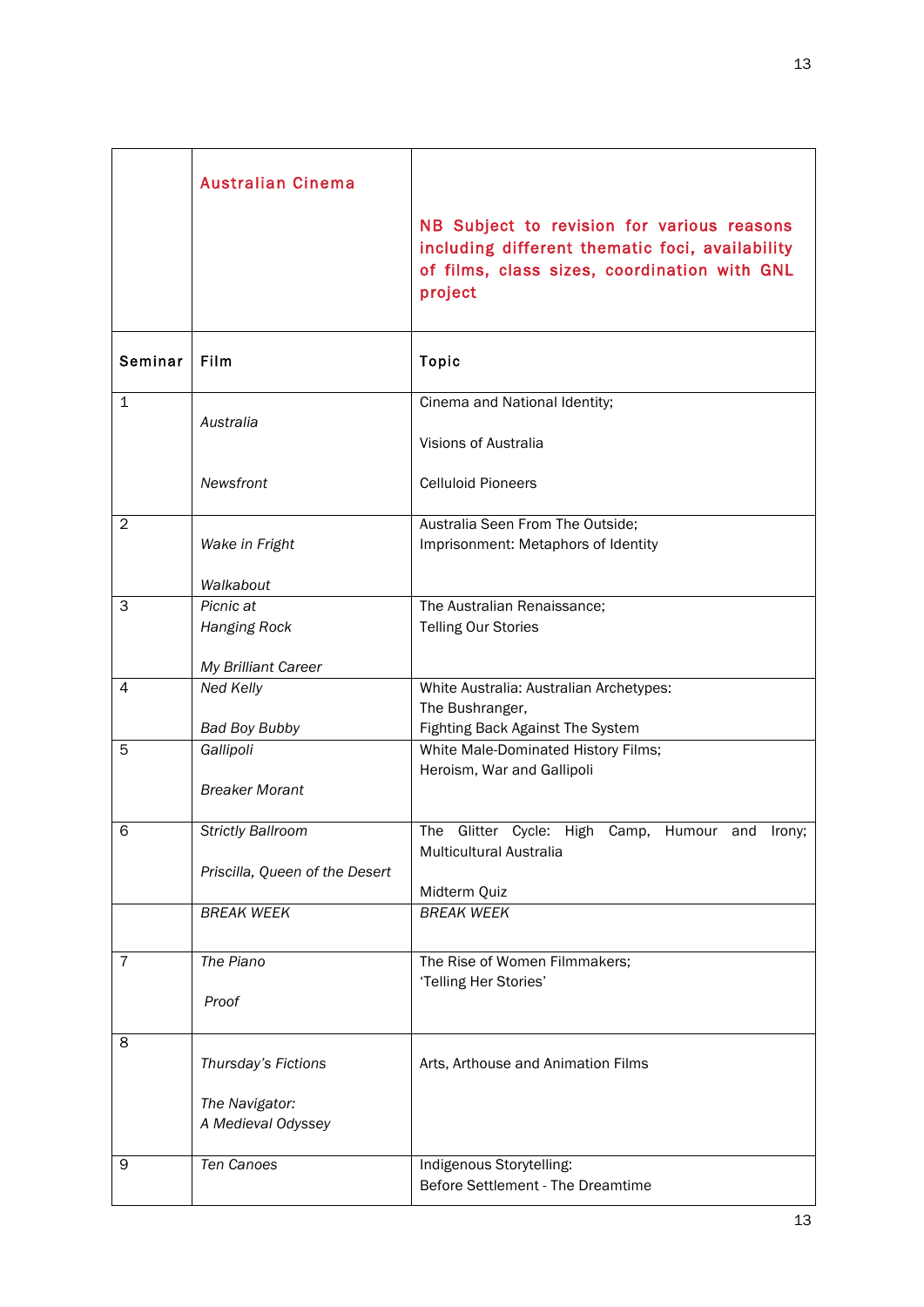| | **Australian Cinema** | **NB Subject to revision for various reasons including different thematic foci, availability of films, class sizes, coordination with GNL project** |
|---|---|---|
| **Seminar** | **Film** | **Topic** |
| 1 | *Australia*<br><br>*Newsfront* | Cinema and National Identity;<br><br>Visions of Australia<br><br>Celluloid Pioneers |
| 2 | *Wake in Fright*<br><br>*Walkabout* | Australia Seen From The Outside;<br>Imprisonment: Metaphors of Identity |
| 3 | *Picnic at Hanging Rock*<br><br>*My Brilliant Career* | The Australian Renaissance;<br>Telling Our Stories |
| 4 | *Ned Kelly*<br><br>*Bad Boy Bubby* | White Australia: Australian Archetypes:<br>The Bushranger,<br>Fighting Back Against The System |
| 5 | *Gallipoli*<br><br>*Breaker Morant* | White Male-Dominated History Films;<br>Heroism, War and Gallipoli |
| 6 | *Strictly Ballroom*<br><br>*Priscilla, Queen of the Desert* | The Glitter Cycle: High Camp, Humour and Irony;<br>Multicultural Australia<br><br>Midterm Quiz |
| | *BREAK WEEK* | *BREAK WEEK* |
| 7 | *The Piano*<br><br>*Proof* | The Rise of Women Filmmakers;<br>'Telling Her Stories' |
| 8 | *Thursday's Fictions*<br><br>*The Navigator: A Medieval Odyssey* | Arts, Arthouse and Animation Films |
| 9 | *Ten Canoes* | Indigenous Storytelling:<br>Before Settlement - The Dreamtime |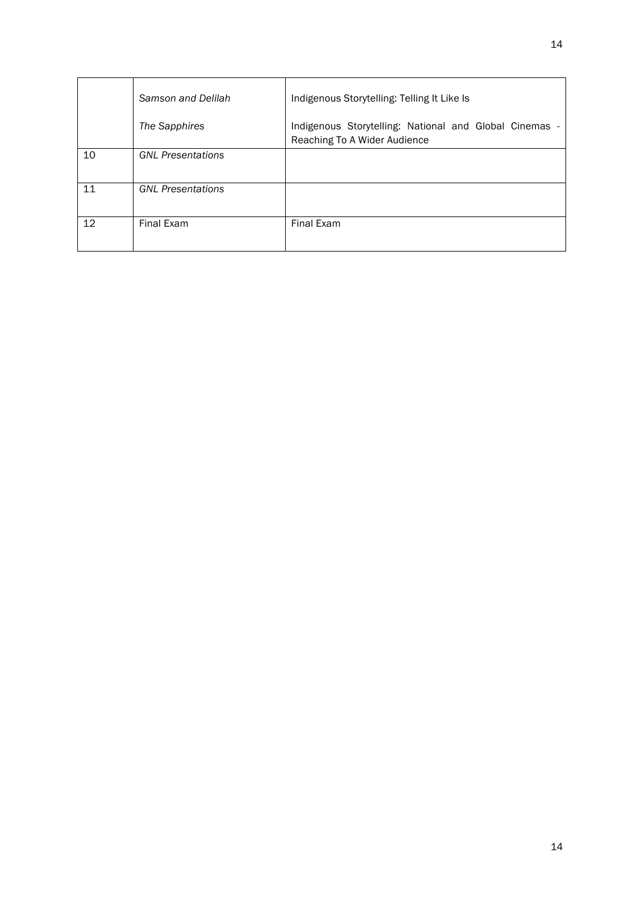| | | |
|---|---|---|
| | *Samson and Delilah*<br><br>*The Sapphires* | Indigenous Storytelling: Telling It Like Is<br><br>Indigenous Storytelling: National and Global Cinemas - Reaching To A Wider Audience |
| 10 | *GNL Presentations* | |
| 11 | *GNL Presentations* | |
| 12 | Final Exam | Final Exam |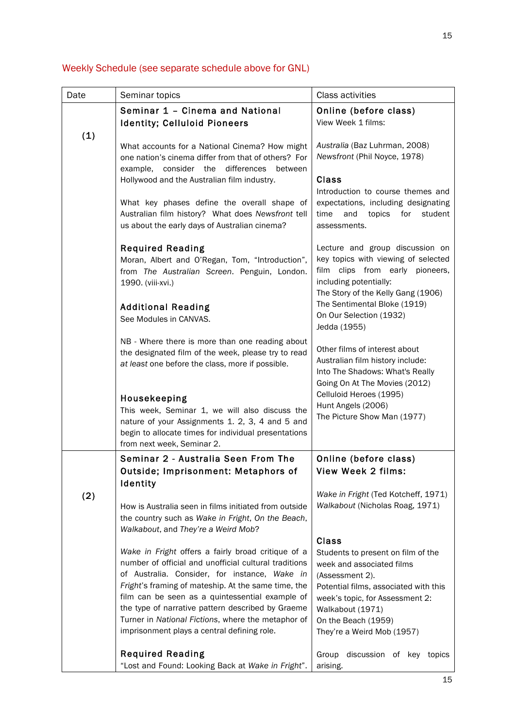Weekly Schedule (see separate schedule above for GNL)

| Date | Seminar topics | Class activities |
|---|---|---|
| (1) | **Seminar 1 – Cinema and National Identity; Celluloid Pioneers**<br><br>What accounts for a National Cinema? How might one nation's cinema differ from that of others? For example, consider the differences between Hollywood and the Australian film industry.<br><br>What key phases define the overall shape of Australian film history? What does *Newsfront* tell us about the early days of Australian cinema?<br><br>**Required Reading**<br>Moran, Albert and O'Regan, Tom, "Introduction", from *The Australian Screen*. Penguin, London. 1990. (viii-xvi.)<br><br>**Additional Reading**<br>See Modules in CANVAS.<br><br>NB - Where there is more than one reading about the designated film of the week, please try to read *at least* one before the class, more if possible.<br><br>**Housekeeping**<br>This week, Seminar 1, we will also discuss the nature of your Assignments 1. 2, 3, 4 and 5 and begin to allocate times for individual presentations from next week, Seminar 2. | **Online (before class)**<br>View Week 1 films:<br><br>*Australia* (Baz Luhrman, 2008)<br>*Newsfront* (Phil Noyce, 1978)<br><br>**Class**<br>Introduction to course themes and expectations, including designating time and topics for student assessments.<br><br>Lecture and group discussion on key topics with viewing of selected film clips from early pioneers, including potentially:<br>The Story of the Kelly Gang (1906)<br>The Sentimental Bloke (1919)<br>On Our Selection (1932)<br>Jedda (1955)<br><br>Other films of interest about Australian film history include:<br>Into The Shadows: What's Really Going On At The Movies (2012)<br>Celluloid Heroes (1995)<br>Hunt Angels (2006)<br>The Picture Show Man (1977) |
| (2) | **Seminar 2 - Australia Seen From The Outside; Imprisonment: Metaphors of Identity**<br><br>How is Australia seen in films initiated from outside the country such as *Wake in Fright*, *On the Beach*, *Walkabout*, and *They're a Weird Mob*?<br><br>*Wake in Fright* offers a fairly broad critique of a number of official and unofficial cultural traditions of Australia. Consider, for instance, *Wake in Fright*'s framing of mateship. At the same time, the film can be seen as a quintessential example of the type of narrative pattern described by Graeme Turner in *National Fictions*, where the metaphor of imprisonment plays a central defining role.<br><br>**Required Reading**<br>"Lost and Found: Looking Back at *Wake in Fright*". | **Online (before class)**<br>**View Week 2 films:**<br><br>*Wake in Fright* (Ted Kotcheff, 1971)<br>*Walkabout* (Nicholas Roag, 1971)<br><br>**Class**<br>Students to present on film of the week and associated films (Assessment 2).<br>Potential films, associated with this week's topic, for Assessment 2:<br>Walkabout (1971)<br>On the Beach (1959)<br>They're a Weird Mob (1957)<br><br>Group discussion of key topics arising. |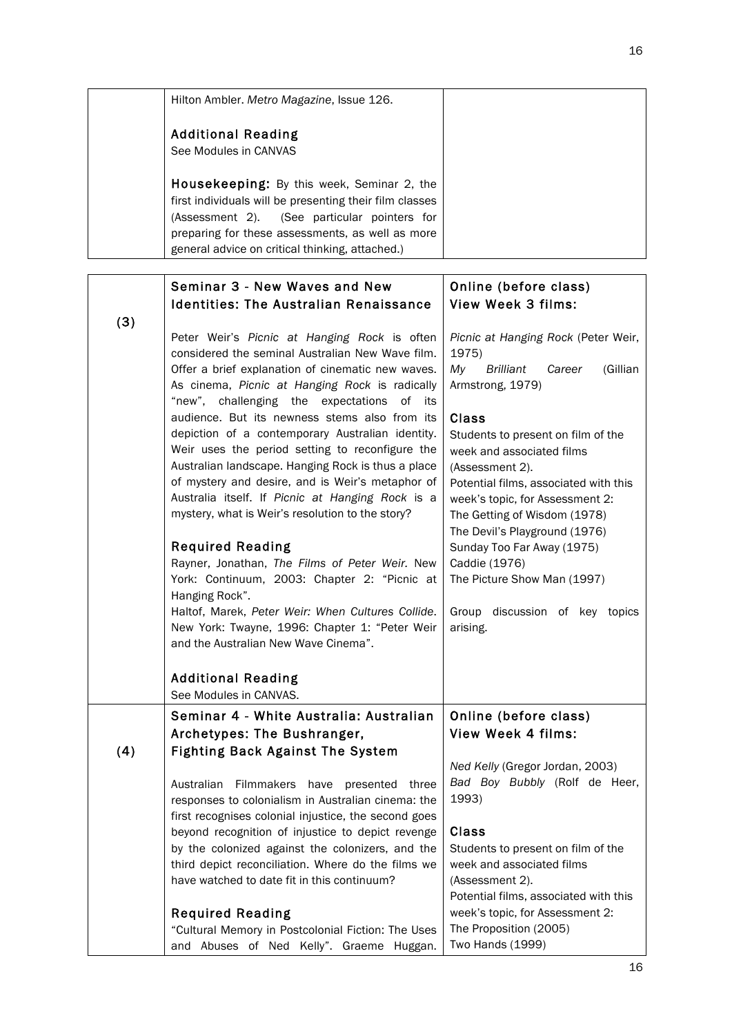| | | |
|---|---|---|
| | Hilton Ambler. *Metro Magazine*, Issue 126.<br><br>**Additional Reading**<br>See Modules in CANVAS<br><br>**Housekeeping:** By this week, Seminar 2, the first individuals will be presenting their film classes (Assessment 2). (See particular pointers for preparing for these assessments, as well as more general advice on critical thinking, attached.) | |

| | | |
|---|---|---|
| (3) | **Seminar 3 - New Waves and New Identities: The Australian Renaissance**<br><br>Peter Weir's *Picnic at Hanging Rock* is often considered the seminal Australian New Wave film. Offer a brief explanation of cinematic new waves. As cinema, *Picnic at Hanging Rock* is radically "new", challenging the expectations of its audience. But its newness stems also from its depiction of a contemporary Australian identity. Weir uses the period setting to reconfigure the Australian landscape. Hanging Rock is thus a place of mystery and desire, and is Weir's metaphor of Australia itself. If *Picnic at Hanging Rock* is a mystery, what is Weir's resolution to the story?<br><br>**Required Reading**<br>Rayner, Jonathan, *The Films of Peter Weir*. New York: Continuum, 2003: Chapter 2: "Picnic at Hanging Rock".<br>Haltof, Marek, *Peter Weir: When Cultures Collide*. New York: Twayne, 1996: Chapter 1: "Peter Weir and the Australian New Wave Cinema".<br><br>**Additional Reading**<br>See Modules in CANVAS. | **Online (before class) View Week 3 films:**<br><br>*Picnic at Hanging Rock* (Peter Weir, 1975)<br>*My Brilliant Career* (Gillian Armstrong, 1979)<br><br>**Class**<br>Students to present on film of the week and associated films (Assessment 2).<br>Potential films, associated with this week's topic, for Assessment 2:<br>The Getting of Wisdom (1978)<br>The Devil's Playground (1976)<br>Sunday Too Far Away (1975)<br>Caddie (1976)<br>The Picture Show Man (1997)<br><br>Group discussion of key topics arising. |
| (4) | **Seminar 4 - White Australia: Australian Archetypes: The Bushranger, Fighting Back Against The System**<br><br>Australian Filmmakers have presented three responses to colonialism in Australian cinema: the first recognises colonial injustice, the second goes beyond recognition of injustice to depict revenge by the colonized against the colonizers, and the third depict reconciliation. Where do the films we have watched to date fit in this continuum?<br><br>**Required Reading**<br>"Cultural Memory in Postcolonial Fiction: The Uses and Abuses of Ned Kelly". Graeme Huggan. | **Online (before class) View Week 4 films:**<br><br>*Ned Kelly* (Gregor Jordan, 2003)<br>*Bad Boy Bubbly* (Rolf de Heer, 1993)<br><br>**Class**<br>Students to present on film of the week and associated films (Assessment 2).<br>Potential films, associated with this week's topic, for Assessment 2:<br>The Proposition (2005)<br>Two Hands (1999) |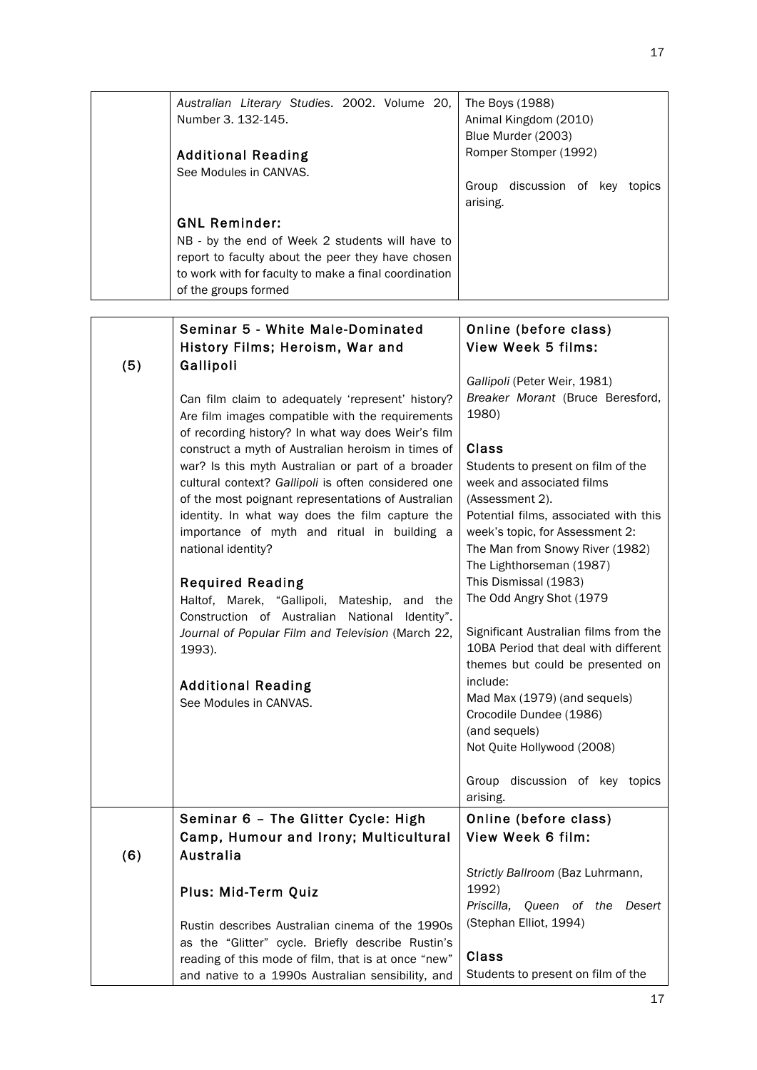| | | |
|---|---|---|
| | *Australian Literary Studies*. 2002. Volume 20, Number 3. 132-145.<br><br>**Additional Reading**<br>See Modules in CANVAS.<br><br>**GNL Reminder:**<br>NB - by the end of Week 2 students will have to report to faculty about the peer they have chosen to work with for faculty to make a final coordination of the groups formed | The Boys (1988)<br>Animal Kingdom (2010)<br>Blue Murder (2003)<br>Romper Stomper (1992)<br><br>Group discussion of key topics arising. |

| | | |
|---|---|---|
| (5) | **Seminar 5 - White Male-Dominated History Films; Heroism, War and Gallipoli**<br><br>Can film claim to adequately 'represent' history? Are film images compatible with the requirements of recording history? In what way does Weir's film construct a myth of Australian heroism in times of war? Is this myth Australian or part of a broader cultural context? *Gallipoli* is often considered one of the most poignant representations of Australian identity. In what way does the film capture the importance of myth and ritual in building a national identity?<br><br>**Required Reading**<br>Haltof, Marek, "Gallipoli, Mateship, and the Construction of Australian National Identity". *Journal of Popular Film and Television* (March 22, 1993).<br><br>**Additional Reading**<br>See Modules in CANVAS. | **Online (before class)**<br>**View Week 5 films:**<br><br>*Gallipoli* (Peter Weir, 1981)<br>*Breaker Morant* (Bruce Beresford, 1980)<br><br>**Class**<br>Students to present on film of the week and associated films (Assessment 2).<br>Potential films, associated with this week's topic, for Assessment 2:<br>The Man from Snowy River (1982)<br>The Lighthorseman (1987)<br>This Dismissal (1983)<br>The Odd Angry Shot (1979<br><br>Significant Australian films from the 10BA Period that deal with different themes but could be presented on include:<br>Mad Max (1979) (and sequels)<br>Crocodile Dundee (1986)<br>(and sequels)<br>Not Quite Hollywood (2008)<br><br>Group discussion of key topics arising. |
| (6) | **Seminar 6 – The Glitter Cycle: High Camp, Humour and Irony; Multicultural Australia**<br><br>**Plus: Mid-Term Quiz**<br><br>Rustin describes Australian cinema of the 1990s as the "Glitter" cycle. Briefly describe Rustin's reading of this mode of film, that is at once "new" and native to a 1990s Australian sensibility, and | **Online (before class)**<br>**View Week 6 film:**<br><br>*Strictly Ballroom* (Baz Luhrmann, 1992)<br>*Priscilla, Queen of the Desert* (Stephan Elliot, 1994)<br><br>**Class**<br>Students to present on film of the |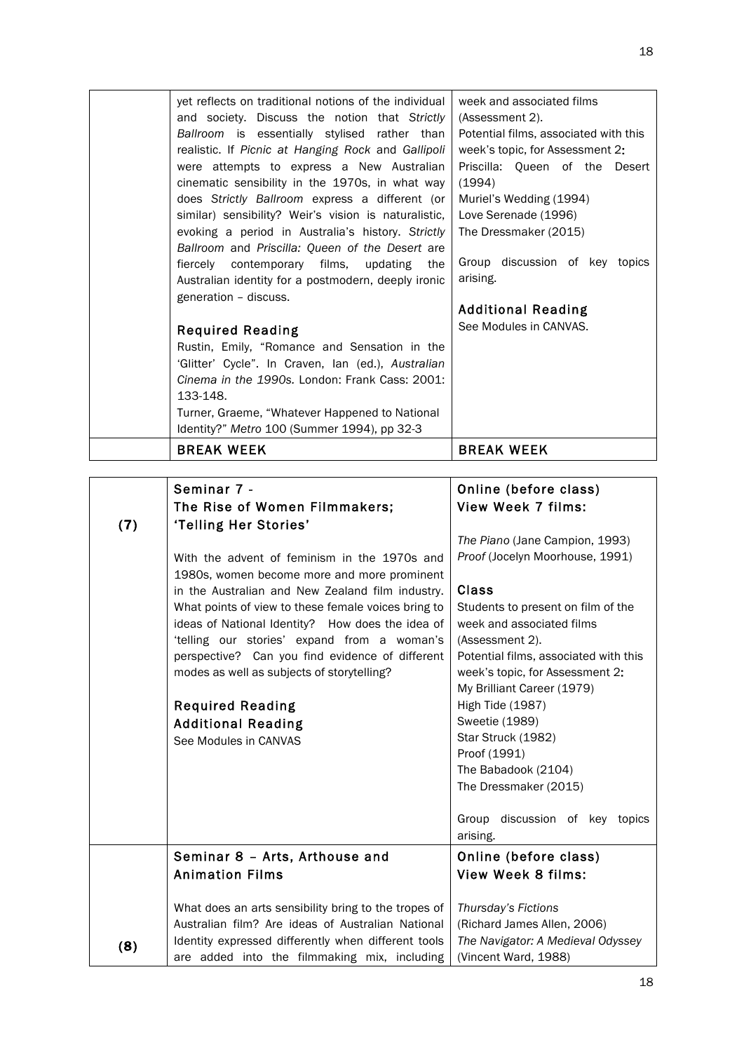| | | |
|---|---|---|
| | yet reflects on traditional notions of the individual and society. Discuss the notion that *Strictly Ballroom* is essentially stylised rather than realistic. If *Picnic at Hanging Rock* and *Gallipoli* were attempts to express a New Australian cinematic sensibility in the 1970s, in what way does *Strictly Ballroom* express a different (or similar) sensibility? Weir's vision is naturalistic, evoking a period in Australia's history. *Strictly Ballroom* and *Priscilla: Queen of the Desert* are fiercely contemporary films, updating the Australian identity for a postmodern, deeply ironic generation – discuss.<br><br>**Required Reading**<br>Rustin, Emily, "Romance and Sensation in the 'Glitter' Cycle". In Craven, Ian (ed.), *Australian Cinema in the 1990s*. London: Frank Cass: 2001: 133-148.<br>Turner, Graeme, "Whatever Happened to National Identity?" *Metro* 100 (Summer 1994), pp 32-3 | week and associated films (Assessment 2).<br>Potential films, associated with this week's topic, for Assessment 2:<br>Priscilla: Queen of the Desert (1994)<br>Muriel's Wedding (1994)<br>Love Serenade (1996)<br>The Dressmaker (2015)<br><br>Group discussion of key topics arising.<br><br>**Additional Reading**<br>See Modules in CANVAS. |
| | **BREAK WEEK** | **BREAK WEEK** |

| | | |
|---|---|---|
| **(7)** | **Seminar 7 - The Rise of Women Filmmakers; 'Telling Her Stories'**<br><br>With the advent of feminism in the 1970s and 1980s, women become more and more prominent in the Australian and New Zealand film industry. What points of view to these female voices bring to ideas of National Identity? How does the idea of 'telling our stories' expand from a woman's perspective? Can you find evidence of different modes as well as subjects of storytelling?<br><br>**Required Reading**<br>**Additional Reading**<br>See Modules in CANVAS | **Online (before class)**<br>**View Week 7 films:**<br><br>*The Piano* (Jane Campion, 1993)<br>*Proof* (Jocelyn Moorhouse, 1991)<br><br>**Class**<br>Students to present on film of the week and associated films (Assessment 2).<br>Potential films, associated with this week's topic, for Assessment 2:<br>My Brilliant Career (1979)<br>High Tide (1987)<br>Sweetie (1989)<br>Star Struck (1982)<br>Proof (1991)<br>The Babadook (2104)<br>The Dressmaker (2015)<br><br>Group discussion of key topics arising. |
| **(8)** | **Seminar 8 – Arts, Arthouse and Animation Films**<br><br>What does an arts sensibility bring to the tropes of Australian film? Are ideas of Australian National Identity expressed differently when different tools are added into the filmmaking mix, including | **Online (before class)**<br>**View Week 8 films:**<br><br>*Thursday's Fictions* (Richard James Allen, 2006)<br>*The Navigator: A Medieval Odyssey* (Vincent Ward, 1988) |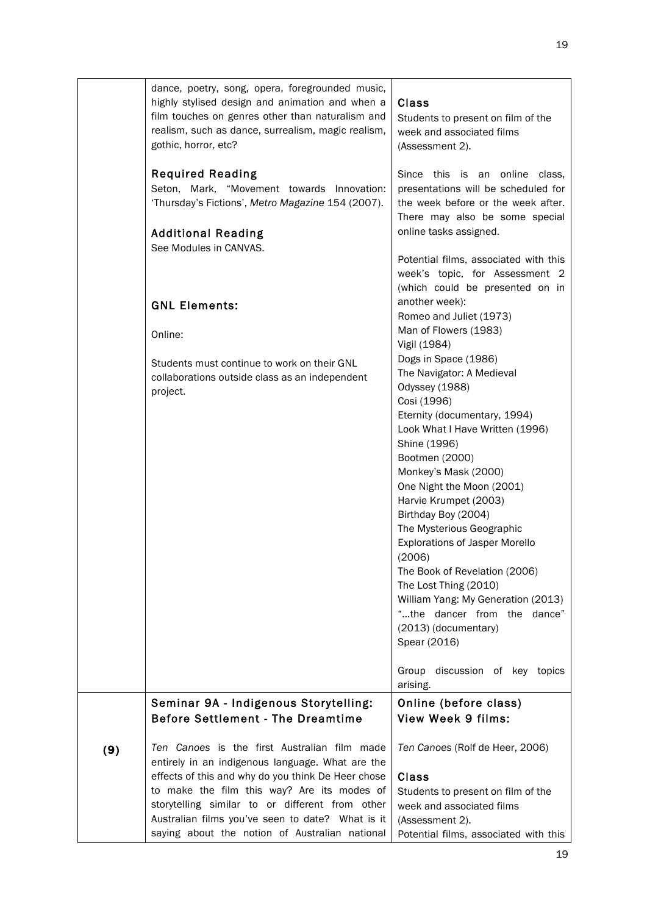| | | |
|---|---|---|
| | dance, poetry, song, opera, foregrounded music, highly stylised design and animation and when a film touches on genres other than naturalism and realism, such as dance, surrealism, magic realism, gothic, horror, etc?<br><br>**Required Reading**<br>Seton, Mark, "Movement towards Innovation: 'Thursday's Fictions', *Metro Magazine* 154 (2007).<br><br>**Additional Reading**<br>See Modules in CANVAS.<br><br>**GNL Elements:**<br><br>Online:<br><br>Students must continue to work on their GNL collaborations outside class as an independent project. | **Class**<br>Students to present on film of the week and associated films (Assessment 2).<br><br>Since this is an online class, presentations will be scheduled for the week before or the week after. There may also be some special online tasks assigned.<br><br>Potential films, associated with this week's topic, for Assessment 2 (which could be presented on in another week):<br>Romeo and Juliet (1973)<br>Man of Flowers (1983)<br>Vigil (1984)<br>Dogs in Space (1986)<br>The Navigator: A Medieval Odyssey (1988)<br>Cosi (1996)<br>Eternity (documentary, 1994)<br>Look What I Have Written (1996)<br>Shine (1996)<br>Bootmen (2000)<br>Monkey's Mask (2000)<br>One Night the Moon (2001)<br>Harvie Krumpet (2003)<br>Birthday Boy (2004)<br>The Mysterious Geographic Explorations of Jasper Morello (2006)<br>The Book of Revelation (2006)<br>The Lost Thing (2010)<br>William Yang: My Generation (2013)<br>"...the dancer from the dance" (2013) (documentary)<br>Spear (2016)<br><br>Group discussion of key topics arising. |
| **(9)** | **Seminar 9A - Indigenous Storytelling: Before Settlement - The Dreamtime**<br><br>*Ten Canoes* is the first Australian film made entirely in an indigenous language. What are the effects of this and why do you think De Heer chose to make the film this way? Are its modes of storytelling similar to or different from other Australian films you've seen to date? What is it saying about the notion of Australian national | **Online (before class)**<br>**View Week 9 films:**<br><br>*Ten Canoes* (Rolf de Heer, 2006)<br><br>**Class**<br>Students to present on film of the week and associated films (Assessment 2).<br>Potential films, associated with this |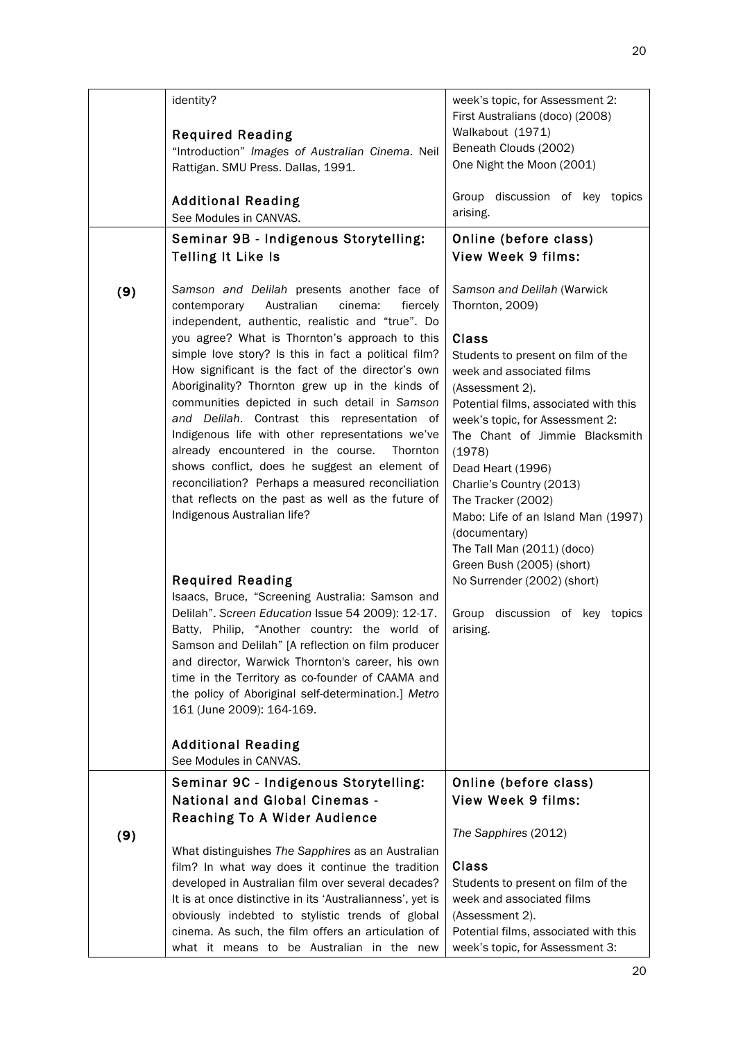| | | |
|---|---|---|
| | identity?<br><br>**Required Reading**<br>"Introduction" *Images of Australian Cinema*. Neil Rattigan. SMU Press. Dallas, 1991.<br><br>**Additional Reading**<br>See Modules in CANVAS. | week's topic, for Assessment 2:<br>First Australians (doco) (2008)<br>Walkabout (1971)<br>Beneath Clouds (2002)<br>One Night the Moon (2001)<br><br>Group discussion of key topics arising. |
| (9) | **Seminar 9B - Indigenous Storytelling: Telling It Like Is**<br><br>*Samson and Delilah* presents another face of contemporary Australian cinema: fiercely independent, authentic, realistic and "true". Do you agree? What is Thornton's approach to this simple love story? Is this in fact a political film? How significant is the fact of the director's own Aboriginality? Thornton grew up in the kinds of communities depicted in such detail in *Samson and Delilah*. Contrast this representation of Indigenous life with other representations we've already encountered in the course. Thornton shows conflict, does he suggest an element of reconciliation? Perhaps a measured reconciliation that reflects on the past as well as the future of Indigenous Australian life?<br><br>**Required Reading**<br>Isaacs, Bruce, "Screening Australia: Samson and Delilah". *Screen Education* Issue 54 2009): 12-17.<br>Batty, Philip, "Another country: the world of Samson and Delilah" [A reflection on film producer and director, Warwick Thornton's career, his own time in the Territory as co-founder of CAAMA and the policy of Aboriginal self-determination.] *Metro* 161 (June 2009): 164-169.<br><br>**Additional Reading**<br>See Modules in CANVAS. | **Online (before class)**<br>**View Week 9 films:**<br><br>*Samson and Delilah* (Warwick Thornton, 2009)<br><br>**Class**<br>Students to present on film of the week and associated films (Assessment 2).<br>Potential films, associated with this week's topic, for Assessment 2:<br>The Chant of Jimmie Blacksmith (1978)<br>Dead Heart (1996)<br>Charlie's Country (2013)<br>The Tracker (2002)<br>Mabo: Life of an Island Man (1997) (documentary)<br>The Tall Man (2011) (doco)<br>Green Bush (2005) (short)<br>No Surrender (2002) (short)<br><br>Group discussion of key topics arising. |
| (9) | **Seminar 9C - Indigenous Storytelling: National and Global Cinemas - Reaching To A Wider Audience**<br><br>What distinguishes *The Sapphires* as an Australian film? In what way does it continue the tradition developed in Australian film over several decades? It is at once distinctive in its 'Australianness', yet is obviously indebted to stylistic trends of global cinema. As such, the film offers an articulation of what it means to be Australian in the new | **Online (before class)**<br>**View Week 9 films:**<br><br>*The Sapphires* (2012)<br><br>**Class**<br>Students to present on film of the week and associated films (Assessment 2).<br>Potential films, associated with this week's topic, for Assessment 3: |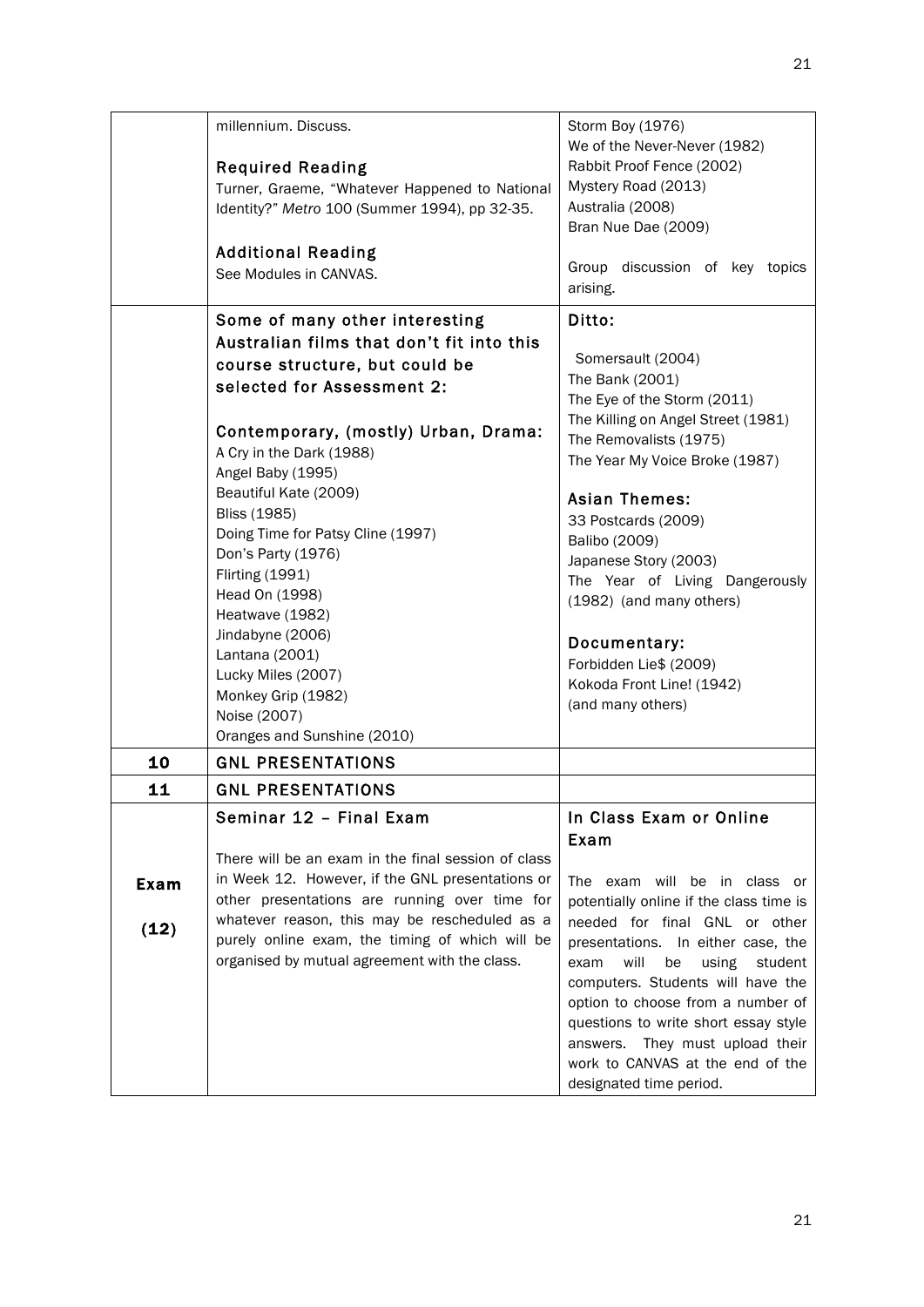| | | |
|---|---|---|
| | millennium. Discuss.<br><br>**Required Reading**<br>Turner, Graeme, "Whatever Happened to National Identity?" *Metro* 100 (Summer 1994), pp 32-35.<br><br>**Additional Reading**<br>See Modules in CANVAS. | Storm Boy (1976)<br>We of the Never-Never (1982)<br>Rabbit Proof Fence (2002)<br>Mystery Road (2013)<br>Australia (2008)<br>Bran Nue Dae (2009)<br><br>Group discussion of key topics arising. |
| | **Some of many other interesting Australian films that don't fit into this course structure, but could be selected for Assessment 2:**<br><br>**Contemporary, (mostly) Urban, Drama:**<br>A Cry in the Dark (1988)<br>Angel Baby (1995)<br>Beautiful Kate (2009)<br>Bliss (1985)<br>Doing Time for Patsy Cline (1997)<br>Don's Party (1976)<br>Flirting (1991)<br>Head On (1998)<br>Heatwave (1982)<br>Jindabyne (2006)<br>Lantana (2001)<br>Lucky Miles (2007)<br>Monkey Grip (1982)<br>Noise (2007)<br>Oranges and Sunshine (2010) | **Ditto:**<br><br>Somersault (2004)<br>The Bank (2001)<br>The Eye of the Storm (2011)<br>The Killing on Angel Street (1981)<br>The Removalists (1975)<br>The Year My Voice Broke (1987)<br><br>**Asian Themes:**<br>33 Postcards (2009)<br>Balibo (2009)<br>Japanese Story (2003)<br>The Year of Living Dangerously (1982) (and many others)<br><br>**Documentary:**<br>Forbidden Lie$ (2009)<br>Kokoda Front Line! (1942)<br>(and many others) |
| **10** | **GNL PRESENTATIONS** | |
| **11** | **GNL PRESENTATIONS** | |
| **Exam (12)** | **Seminar 12 – Final Exam**<br><br>There will be an exam in the final session of class in Week 12. However, if the GNL presentations or other presentations are running over time for whatever reason, this may be rescheduled as a purely online exam, the timing of which will be organised by mutual agreement with the class. | **In Class Exam or Online Exam**<br><br>The exam will be in class or potentially online if the class time is needed for final GNL or other presentations. In either case, the exam will be using student computers. Students will have the option to choose from a number of questions to write short essay style answers. They must upload their work to CANVAS at the end of the designated time period. |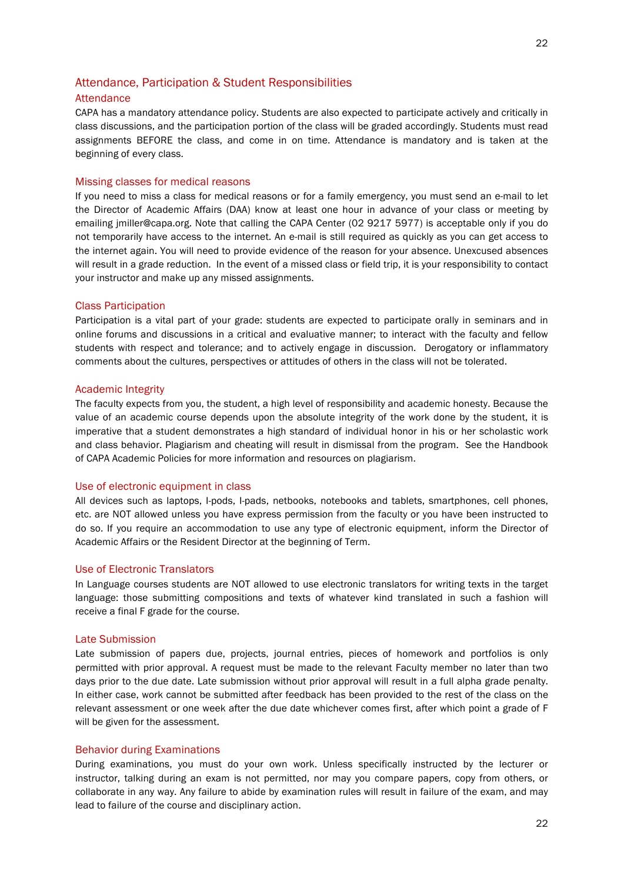## Attendance, Participation & Student Responsibilities

### Attendance

CAPA has a mandatory attendance policy. Students are also expected to participate actively and critically in class discussions, and the participation portion of the class will be graded accordingly. Students must read assignments BEFORE the class, and come in on time. Attendance is mandatory and is taken at the beginning of every class.

### Missing classes for medical reasons

If you need to miss a class for medical reasons or for a family emergency, you must send an e-mail to let the Director of Academic Affairs (DAA) know at least one hour in advance of your class or meeting by emailing jmiller@capa.org. Note that calling the CAPA Center (02 9217 5977) is acceptable only if you do not temporarily have access to the internet. An e-mail is still required as quickly as you can get access to the internet again. You will need to provide evidence of the reason for your absence. Unexcused absences will result in a grade reduction. In the event of a missed class or field trip, it is your responsibility to contact your instructor and make up any missed assignments.

### Class Participation

Participation is a vital part of your grade: students are expected to participate orally in seminars and in online forums and discussions in a critical and evaluative manner; to interact with the faculty and fellow students with respect and tolerance; and to actively engage in discussion. Derogatory or inflammatory comments about the cultures, perspectives or attitudes of others in the class will not be tolerated.

### Academic Integrity

The faculty expects from you, the student, a high level of responsibility and academic honesty. Because the value of an academic course depends upon the absolute integrity of the work done by the student, it is imperative that a student demonstrates a high standard of individual honor in his or her scholastic work and class behavior. Plagiarism and cheating will result in dismissal from the program. See the Handbook of CAPA Academic Policies for more information and resources on plagiarism.

### Use of electronic equipment in class

All devices such as laptops, I-pods, I-pads, netbooks, notebooks and tablets, smartphones, cell phones, etc. are NOT allowed unless you have express permission from the faculty or you have been instructed to do so. If you require an accommodation to use any type of electronic equipment, inform the Director of Academic Affairs or the Resident Director at the beginning of Term.

### Use of Electronic Translators

In Language courses students are NOT allowed to use electronic translators for writing texts in the target language: those submitting compositions and texts of whatever kind translated in such a fashion will receive a final F grade for the course.

### Late Submission

Late submission of papers due, projects, journal entries, pieces of homework and portfolios is only permitted with prior approval. A request must be made to the relevant Faculty member no later than two days prior to the due date. Late submission without prior approval will result in a full alpha grade penalty. In either case, work cannot be submitted after feedback has been provided to the rest of the class on the relevant assessment or one week after the due date whichever comes first, after which point a grade of F will be given for the assessment.

### Behavior during Examinations

During examinations, you must do your own work. Unless specifically instructed by the lecturer or instructor, talking during an exam is not permitted, nor may you compare papers, copy from others, or collaborate in any way. Any failure to abide by examination rules will result in failure of the exam, and may lead to failure of the course and disciplinary action.